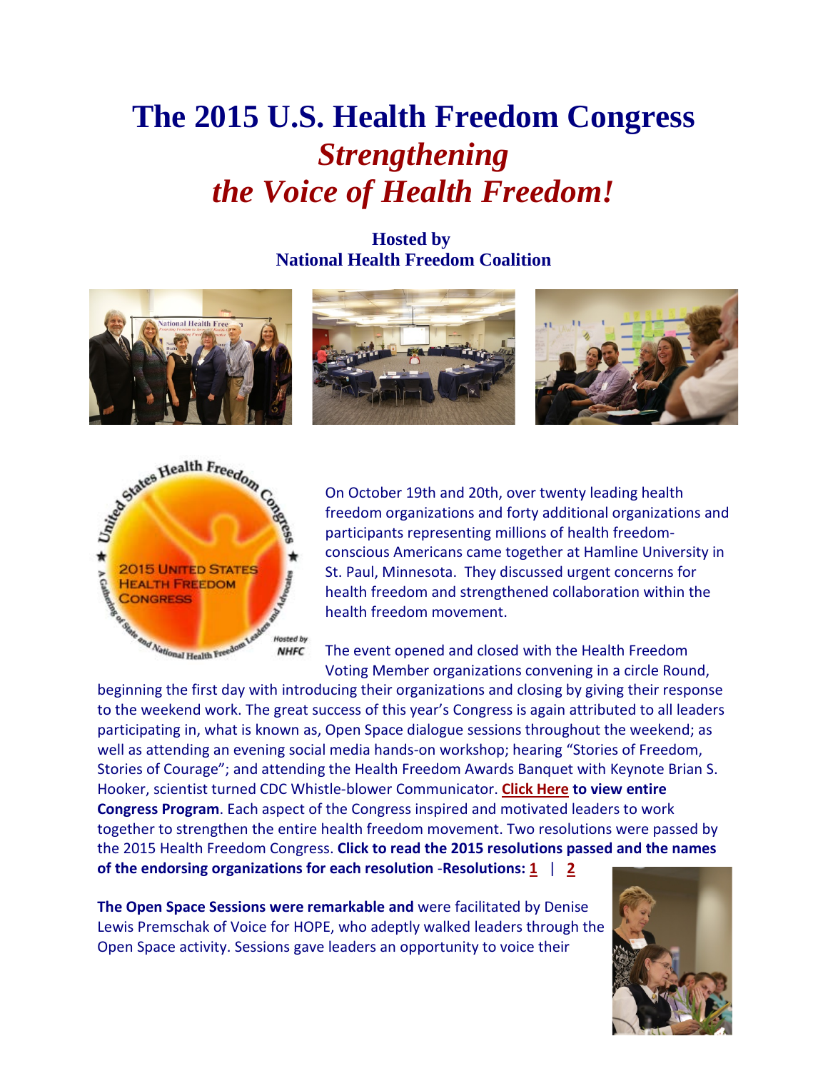# The 2015 U.S. Health Freedom Congress

## *Strengthening the Voice of Health Freedom!*

**Hosted by**
**National Health Freedom Coalition**

On October 19th and 20th, over twenty leading health freedom organizations and forty additional organizations and participants representing millions of health freedom-conscious Americans came together at Hamline University in St. Paul, Minnesota. They discussed urgent concerns for health freedom and strengthened collaboration within the health freedom movement.

The event opened and closed with the Health Freedom Voting Member organizations convening in a circle Round, beginning the first day with introducing their organizations and closing by giving their response to the weekend work. The great success of this year's Congress is again attributed to all leaders participating in, what is known as, Open Space dialogue sessions throughout the weekend; as well as attending an evening social media hands-on workshop; hearing "Stories of Freedom, Stories of Courage"; and attending the Health Freedom Awards Banquet with Keynote Brian S. Hooker, scientist turned CDC Whistle-blower Communicator. **Click Here to view entire Congress Program**. Each aspect of the Congress inspired and motivated leaders to work together to strengthen the entire health freedom movement. Two resolutions were passed by the 2015 Health Freedom Congress. **Click to read the 2015 resolutions passed and the names of the endorsing organizations for each resolution -Resolutions: 1 | 2**

**The Open Space Sessions were remarkable and** were facilitated by Denise Lewis Premschak of Voice for HOPE, who adeptly walked leaders through the Open Space activity. Sessions gave leaders an opportunity to voice their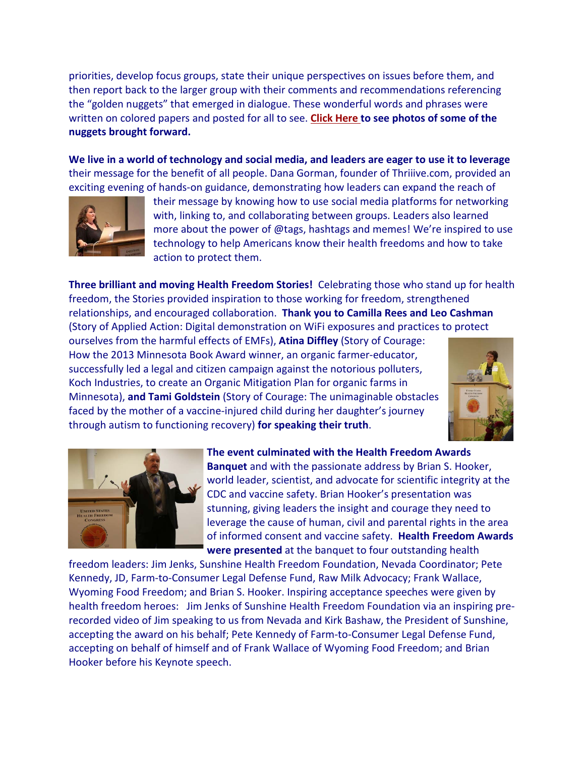priorities, develop focus groups, state their unique perspectives on issues before them, and then report back to the larger group with their comments and recommendations referencing the "golden nuggets" that emerged in dialogue. These wonderful words and phrases were written on colored papers and posted for all to see. **Click Here to see photos of some of the nuggets brought forward.**

**We live in a world of technology and social media, and leaders are eager to use it to leverage** their message for the benefit of all people. Dana Gorman, founder of Thriiive.com, provided an exciting evening of hands-on guidance, demonstrating how leaders can expand the reach of their message by knowing how to use social media platforms for networking with, linking to, and collaborating between groups. Leaders also learned more about the power of @tags, hashtags and memes! We're inspired to use technology to help Americans know their health freedoms and how to take action to protect them.

**Three brilliant and moving Health Freedom Stories!** Celebrating those who stand up for health freedom, the Stories provided inspiration to those working for freedom, strengthened relationships, and encouraged collaboration. **Thank you to Camilla Rees and Leo Cashman** (Story of Applied Action: Digital demonstration on WiFi exposures and practices to protect ourselves from the harmful effects of EMFs), **Atina Diffley** (Story of Courage: How the 2013 Minnesota Book Award winner, an organic farmer-educator, successfully led a legal and citizen campaign against the notorious polluters, Koch Industries, to create an Organic Mitigation Plan for organic farms in Minnesota), **and Tami Goldstein** (Story of Courage: The unimaginable obstacles faced by the mother of a vaccine-injured child during her daughter's journey through autism to functioning recovery) **for speaking their truth**.

**The event culminated with the Health Freedom Awards Banquet** and with the passionate address by Brian S. Hooker, world leader, scientist, and advocate for scientific integrity at the CDC and vaccine safety. Brian Hooker's presentation was stunning, giving leaders the insight and courage they need to leverage the cause of human, civil and parental rights in the area of informed consent and vaccine safety. **Health Freedom Awards were presented** at the banquet to four outstanding health freedom leaders: Jim Jenks, Sunshine Health Freedom Foundation, Nevada Coordinator; Pete Kennedy, JD, Farm-to-Consumer Legal Defense Fund, Raw Milk Advocacy; Frank Wallace, Wyoming Food Freedom; and Brian S. Hooker. Inspiring acceptance speeches were given by health freedom heroes: Jim Jenks of Sunshine Health Freedom Foundation via an inspiring pre-recorded video of Jim speaking to us from Nevada and Kirk Bashaw, the President of Sunshine, accepting the award on his behalf; Pete Kennedy of Farm-to-Consumer Legal Defense Fund, accepting on behalf of himself and of Frank Wallace of Wyoming Food Freedom; and Brian Hooker before his Keynote speech.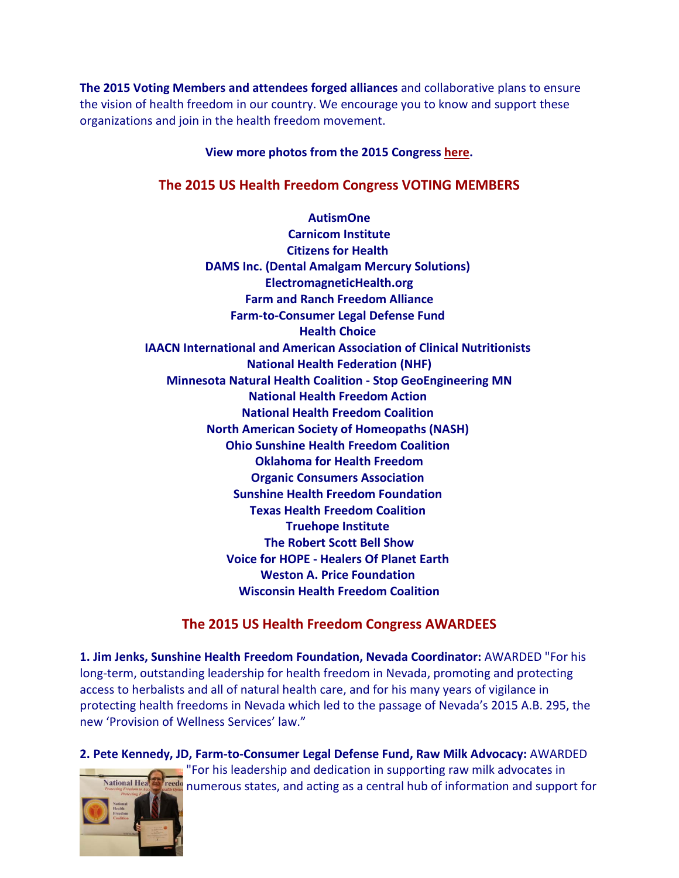**The 2015 Voting Members and attendees forged alliances** and collaborative plans to ensure the vision of health freedom in our country. We encourage you to know and support these organizations and join in the health freedom movement.

**View more photos from the 2015 Congress here.**

## The 2015 US Health Freedom Congress VOTING MEMBERS

**AutismOne**
**Carnicom Institute**
**Citizens for Health**
**DAMS Inc. (Dental Amalgam Mercury Solutions)**
**ElectromagneticHealth.org**
**Farm and Ranch Freedom Alliance**
**Farm-to-Consumer Legal Defense Fund**
**Health Choice**
**IAACN International and American Association of Clinical Nutritionists**
**National Health Federation (NHF)**
**Minnesota Natural Health Coalition - Stop GeoEngineering MN**
**National Health Freedom Action**
**National Health Freedom Coalition**
**North American Society of Homeopaths (NASH)**
**Ohio Sunshine Health Freedom Coalition**
**Oklahoma for Health Freedom**
**Organic Consumers Association**
**Sunshine Health Freedom Foundation**
**Texas Health Freedom Coalition**
**Truehope Institute**
**The Robert Scott Bell Show**
**Voice for HOPE - Healers Of Planet Earth**
**Weston A. Price Foundation**
**Wisconsin Health Freedom Coalition**

## The 2015 US Health Freedom Congress AWARDEES

**1. Jim Jenks, Sunshine Health Freedom Foundation, Nevada Coordinator:** AWARDED "For his long-term, outstanding leadership for health freedom in Nevada, promoting and protecting access to herbalists and all of natural health care, and for his many years of vigilance in protecting health freedoms in Nevada which led to the passage of Nevada's 2015 A.B. 295, the new 'Provision of Wellness Services' law."

**2. Pete Kennedy, JD, Farm-to-Consumer Legal Defense Fund, Raw Milk Advocacy:** AWARDED "For his leadership and dedication in supporting raw milk advocates in numerous states, and acting as a central hub of information and support for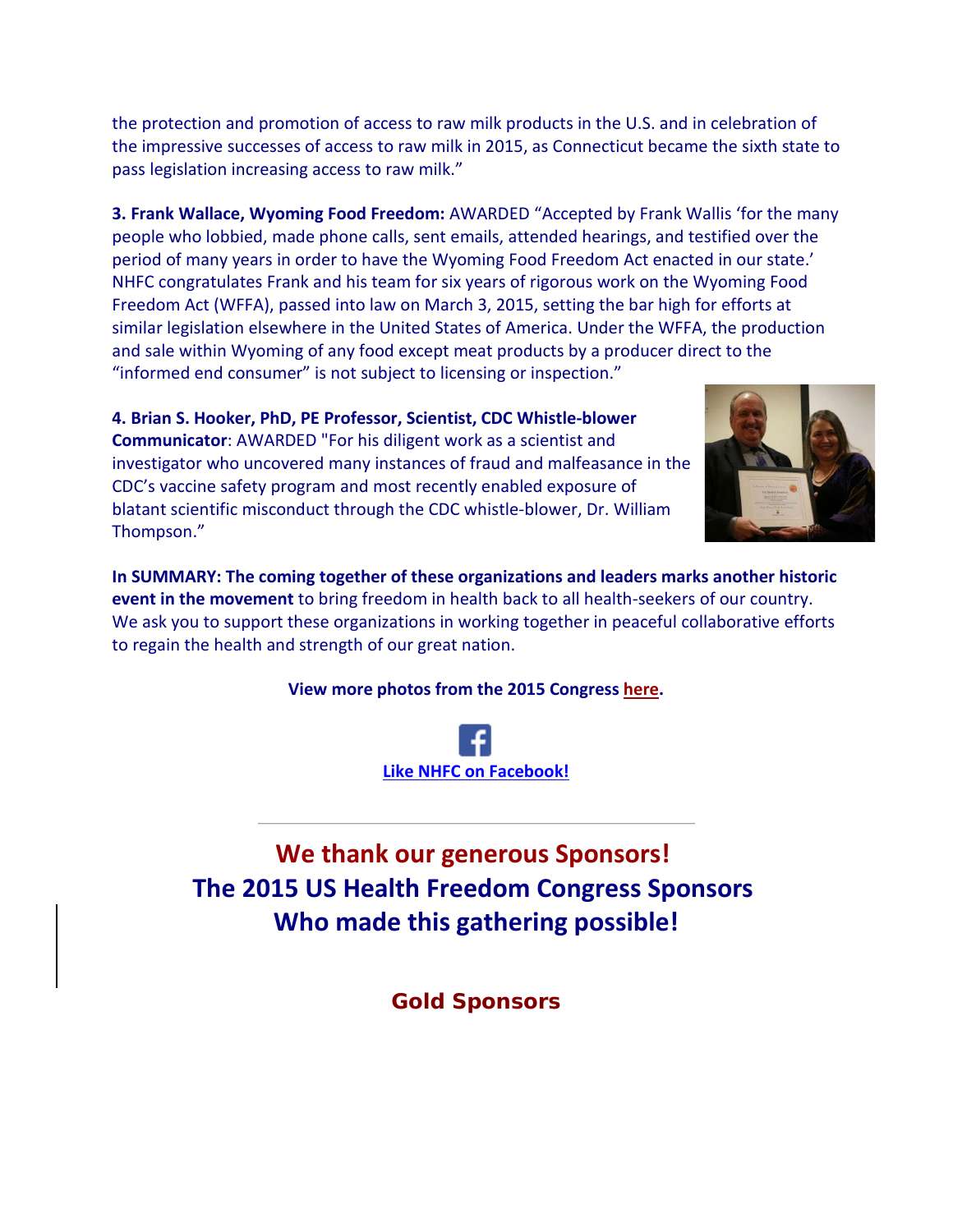the protection and promotion of access to raw milk products in the U.S. and in celebration of the impressive successes of access to raw milk in 2015, as Connecticut became the sixth state to pass legislation increasing access to raw milk."

**3. Frank Wallace, Wyoming Food Freedom:** AWARDED "Accepted by Frank Wallis 'for the many people who lobbied, made phone calls, sent emails, attended hearings, and testified over the period of many years in order to have the Wyoming Food Freedom Act enacted in our state.' NHFC congratulates Frank and his team for six years of rigorous work on the Wyoming Food Freedom Act (WFFA), passed into law on March 3, 2015, setting the bar high for efforts at similar legislation elsewhere in the United States of America. Under the WFFA, the production and sale within Wyoming of any food except meat products by a producer direct to the "informed end consumer" is not subject to licensing or inspection."

**4. Brian S. Hooker, PhD, PE Professor, Scientist, CDC Whistle-blower Communicator**: AWARDED "For his diligent work as a scientist and investigator who uncovered many instances of fraud and malfeasance in the CDC's vaccine safety program and most recently enabled exposure of blatant scientific misconduct through the CDC whistle-blower, Dr. William Thompson."

**In SUMMARY: The coming together of these organizations and leaders marks another historic event in the movement** to bring freedom in health back to all health-seekers of our country. We ask you to support these organizations in working together in peaceful collaborative efforts to regain the health and strength of our great nation.

**View more photos from the 2015 Congress here.**

**Like NHFC on Facebook!**

---

## We thank our generous Sponsors!
## The 2015 US Health Freedom Congress Sponsors Who made this gathering possible!

### Gold Sponsors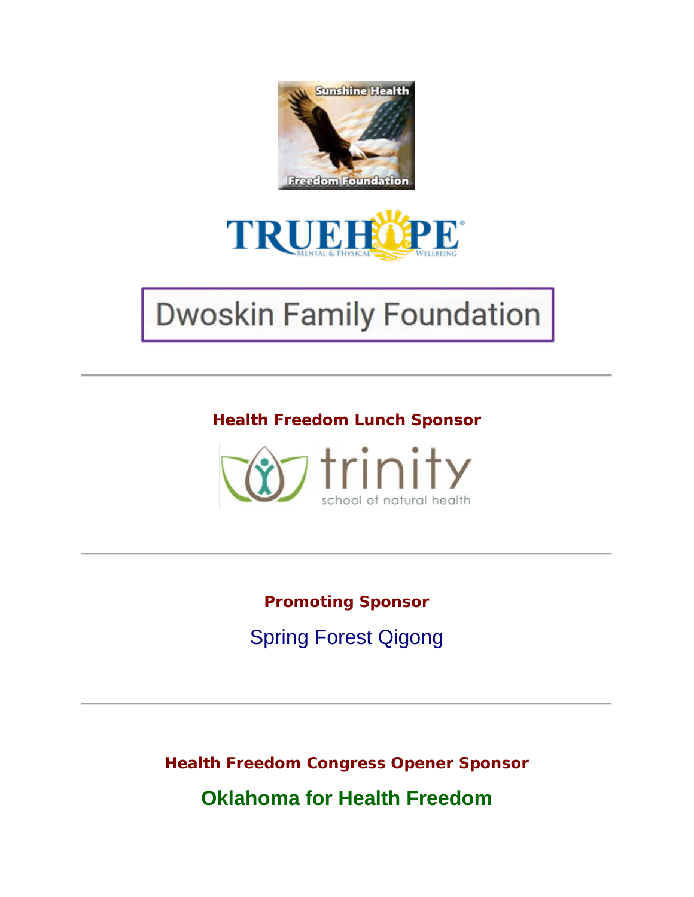Sunshine Health Freedom Foundation

TRUEHOPE MENTAL & PHYSICAL WELLBEING

Dwoskin Family Foundation

---

**Health Freedom Lunch Sponsor**

trinity school of natural health

---

**Promoting Sponsor**

Spring Forest Qigong

---

**Health Freedom Congress Opener Sponsor**

**Oklahoma for Health Freedom**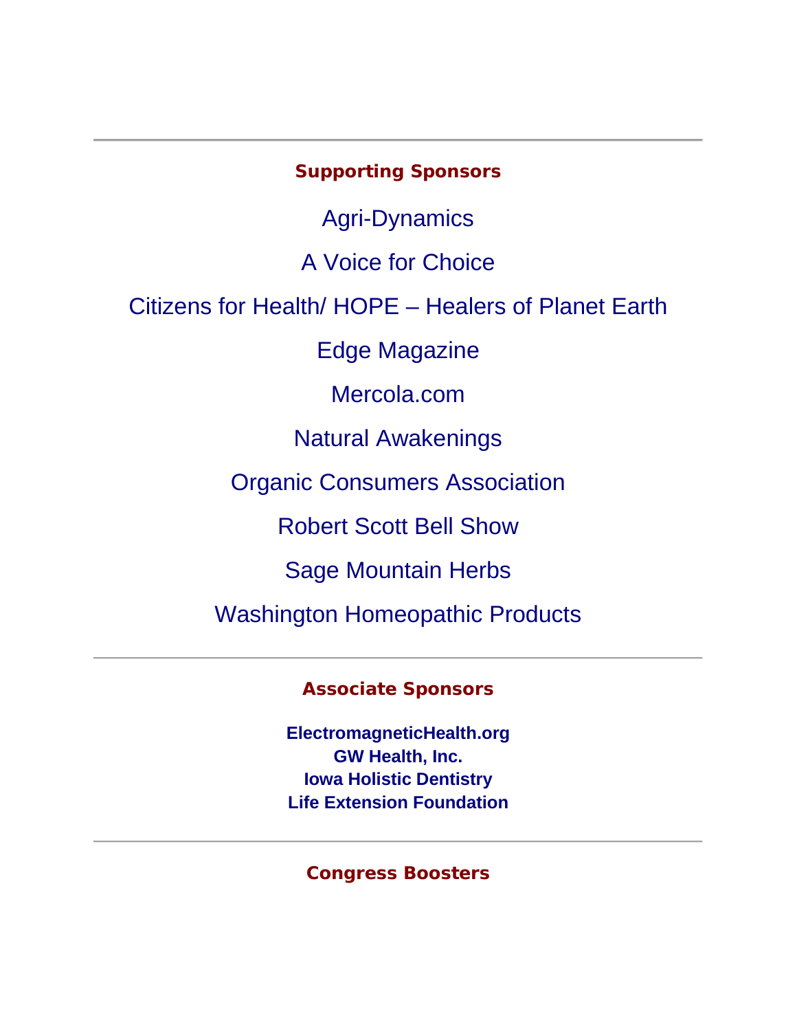---

## Supporting Sponsors

Agri-Dynamics

A Voice for Choice

Citizens for Health/ HOPE – Healers of Planet Earth

Edge Magazine

Mercola.com

Natural Awakenings

Organic Consumers Association

Robert Scott Bell Show

Sage Mountain Herbs

Washington Homeopathic Products

---

## Associate Sponsors

**ElectromagneticHealth.org**
**GW Health, Inc.**
**Iowa Holistic Dentistry**
**Life Extension Foundation**

---

## Congress Boosters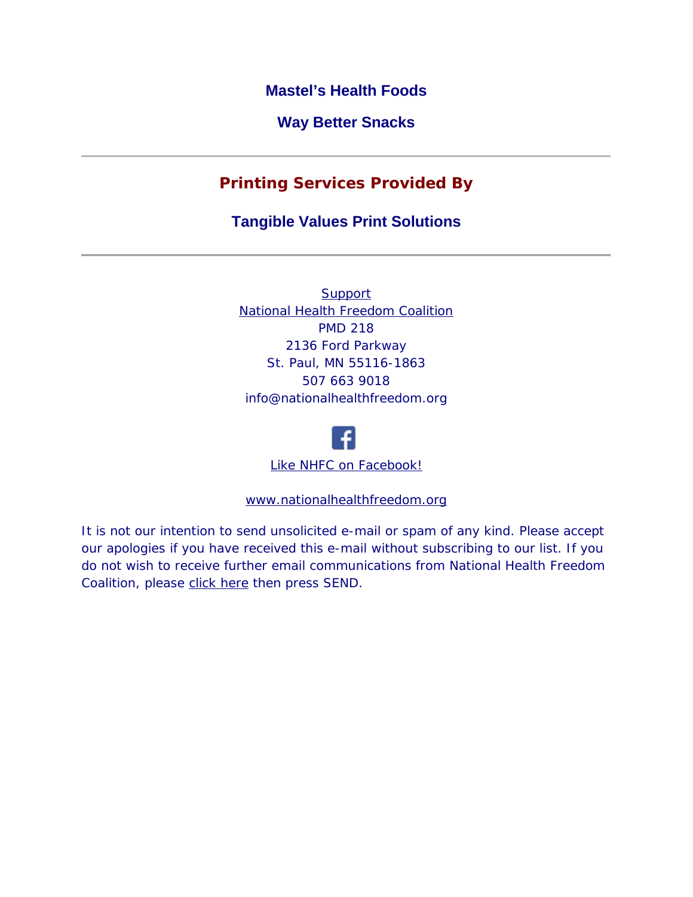**Mastel's Health Foods**

**Way Better Snacks**

---

## Printing Services Provided By

**Tangible Values Print Solutions**

---

Support
National Health Freedom Coalition
PMD 218
2136 Ford Parkway
St. Paul, MN 55116-1863
507 663 9018
info@nationalhealthfreedom.org

Like NHFC on Facebook!

www.nationalhealthfreedom.org

It is not our intention to send unsolicited e-mail or spam of any kind. Please accept our apologies if you have received this e-mail without subscribing to our list. If you do not wish to receive further email communications from National Health Freedom Coalition, please click here then press SEND.